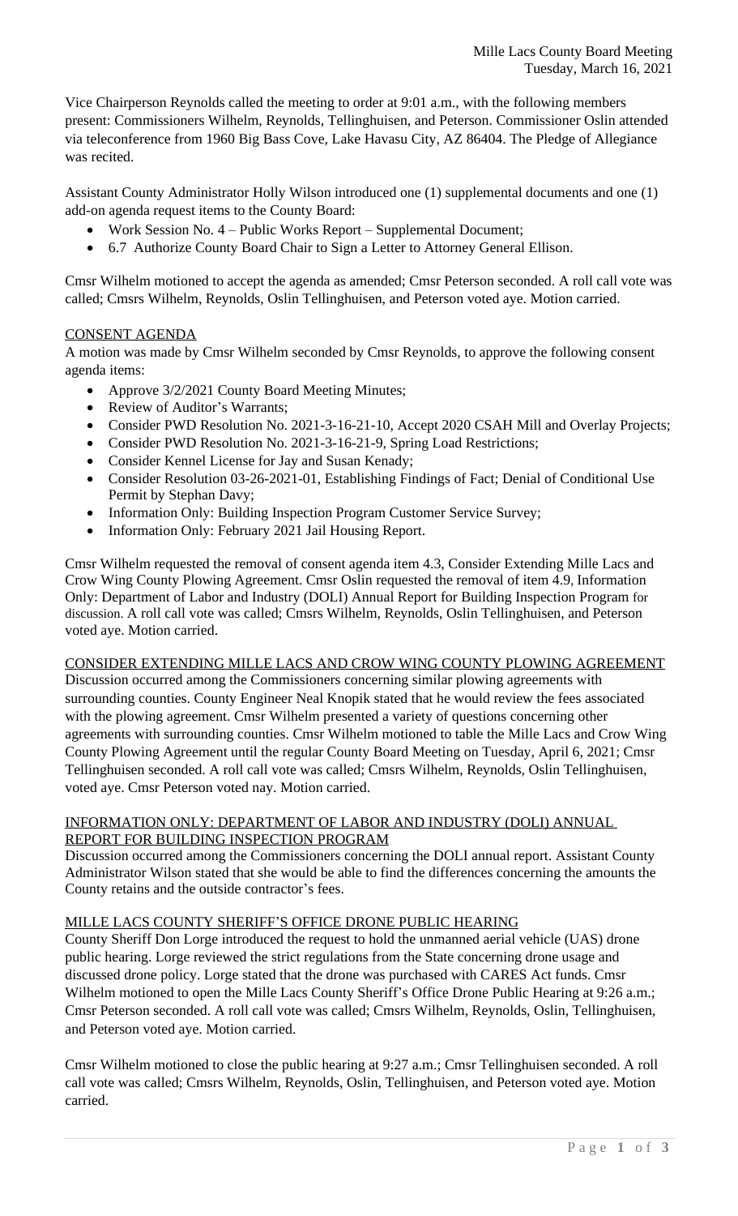Mille Lacs County Board Meeting
Tuesday, March 16, 2021

Vice Chairperson Reynolds called the meeting to order at 9:01 a.m., with the following members present: Commissioners Wilhelm, Reynolds, Tellinghuisen, and Peterson. Commissioner Oslin attended via teleconference from 1960 Big Bass Cove, Lake Havasu City, AZ 86404. The Pledge of Allegiance was recited.

Assistant County Administrator Holly Wilson introduced one (1) supplemental documents and one (1) add-on agenda request items to the County Board:

- Work Session No. 4 – Public Works Report – Supplemental Document;
- 6.7 Authorize County Board Chair to Sign a Letter to Attorney General Ellison.

Cmsr Wilhelm motioned to accept the agenda as amended; Cmsr Peterson seconded. A roll call vote was called; Cmsrs Wilhelm, Reynolds, Oslin Tellinghuisen, and Peterson voted aye. Motion carried.

## CONSENT AGENDA

A motion was made by Cmsr Wilhelm seconded by Cmsr Reynolds, to approve the following consent agenda items:

- Approve 3/2/2021 County Board Meeting Minutes;
- Review of Auditor's Warrants;
- Consider PWD Resolution No. 2021-3-16-21-10, Accept 2020 CSAH Mill and Overlay Projects;
- Consider PWD Resolution No. 2021-3-16-21-9, Spring Load Restrictions;
- Consider Kennel License for Jay and Susan Kenady;
- Consider Resolution 03-26-2021-01, Establishing Findings of Fact; Denial of Conditional Use Permit by Stephan Davy;
- Information Only: Building Inspection Program Customer Service Survey;
- Information Only: February 2021 Jail Housing Report.

Cmsr Wilhelm requested the removal of consent agenda item 4.3, Consider Extending Mille Lacs and Crow Wing County Plowing Agreement. Cmsr Oslin requested the removal of item 4.9, Information Only: Department of Labor and Industry (DOLI) Annual Report for Building Inspection Program for discussion. A roll call vote was called; Cmsrs Wilhelm, Reynolds, Oslin Tellinghuisen, and Peterson voted aye. Motion carried.

## CONSIDER EXTENDING MILLE LACS AND CROW WING COUNTY PLOWING AGREEMENT

Discussion occurred among the Commissioners concerning similar plowing agreements with surrounding counties. County Engineer Neal Knopik stated that he would review the fees associated with the plowing agreement. Cmsr Wilhelm presented a variety of questions concerning other agreements with surrounding counties. Cmsr Wilhelm motioned to table the Mille Lacs and Crow Wing County Plowing Agreement until the regular County Board Meeting on Tuesday, April 6, 2021; Cmsr Tellinghuisen seconded. A roll call vote was called; Cmsrs Wilhelm, Reynolds, Oslin Tellinghuisen, voted aye. Cmsr Peterson voted nay. Motion carried.

## INFORMATION ONLY: DEPARTMENT OF LABOR AND INDUSTRY (DOLI) ANNUAL REPORT FOR BUILDING INSPECTION PROGRAM

Discussion occurred among the Commissioners concerning the DOLI annual report. Assistant County Administrator Wilson stated that she would be able to find the differences concerning the amounts the County retains and the outside contractor's fees.

## MILLE LACS COUNTY SHERIFF'S OFFICE DRONE PUBLIC HEARING

County Sheriff Don Lorge introduced the request to hold the unmanned aerial vehicle (UAS) drone public hearing. Lorge reviewed the strict regulations from the State concerning drone usage and discussed drone policy. Lorge stated that the drone was purchased with CARES Act funds. Cmsr Wilhelm motioned to open the Mille Lacs County Sheriff's Office Drone Public Hearing at 9:26 a.m.; Cmsr Peterson seconded. A roll call vote was called; Cmsrs Wilhelm, Reynolds, Oslin, Tellinghuisen, and Peterson voted aye. Motion carried.

Cmsr Wilhelm motioned to close the public hearing at 9:27 a.m.; Cmsr Tellinghuisen seconded. A roll call vote was called; Cmsrs Wilhelm, Reynolds, Oslin, Tellinghuisen, and Peterson voted aye. Motion carried.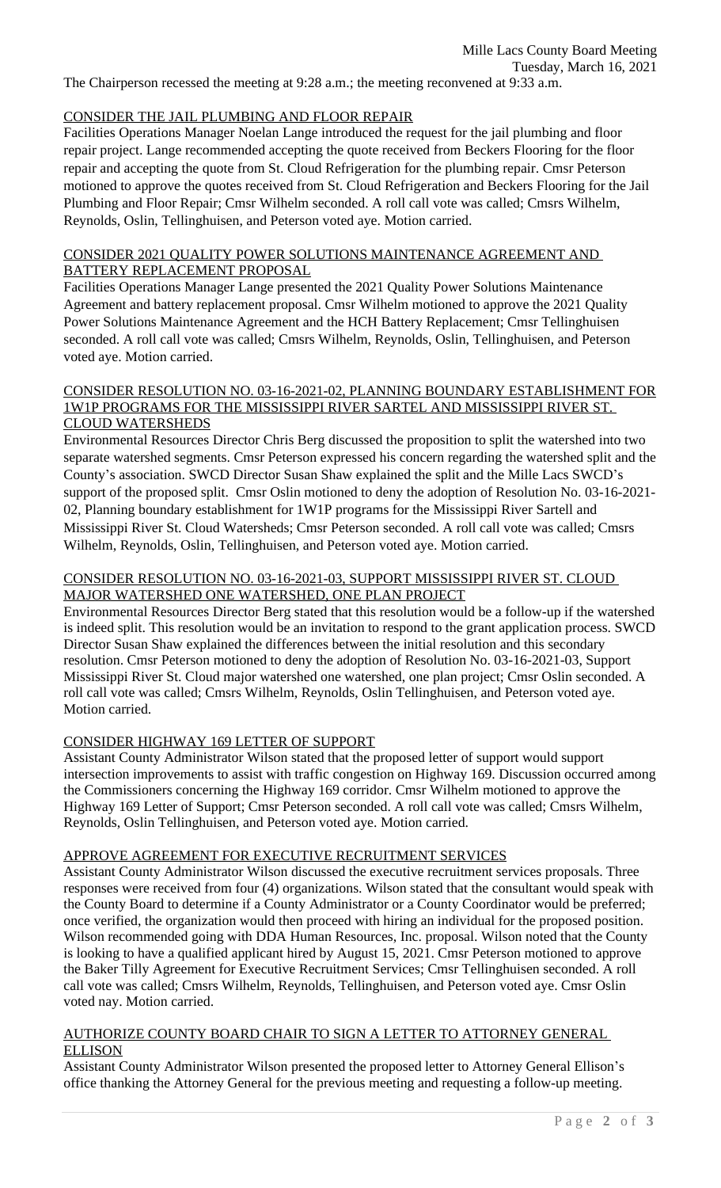The Chairperson recessed the meeting at 9:28 a.m.; the meeting reconvened at 9:33 a.m.

CONSIDER THE JAIL PLUMBING AND FLOOR REPAIR

Facilities Operations Manager Noelan Lange introduced the request for the jail plumbing and floor repair project. Lange recommended accepting the quote received from Beckers Flooring for the floor repair and accepting the quote from St. Cloud Refrigeration for the plumbing repair. Cmsr Peterson motioned to approve the quotes received from St. Cloud Refrigeration and Beckers Flooring for the Jail Plumbing and Floor Repair; Cmsr Wilhelm seconded. A roll call vote was called; Cmsrs Wilhelm, Reynolds, Oslin, Tellinghuisen, and Peterson voted aye. Motion carried.

CONSIDER 2021 QUALITY POWER SOLUTIONS MAINTENANCE AGREEMENT AND BATTERY REPLACEMENT PROPOSAL

Facilities Operations Manager Lange presented the 2021 Quality Power Solutions Maintenance Agreement and battery replacement proposal. Cmsr Wilhelm motioned to approve the 2021 Quality Power Solutions Maintenance Agreement and the HCH Battery Replacement; Cmsr Tellinghuisen seconded. A roll call vote was called; Cmsrs Wilhelm, Reynolds, Oslin, Tellinghuisen, and Peterson voted aye. Motion carried.

CONSIDER RESOLUTION NO. 03-16-2021-02, PLANNING BOUNDARY ESTABLISHMENT FOR 1W1P PROGRAMS FOR THE MISSISSIPPI RIVER SARTEL AND MISSISSIPPI RIVER ST. CLOUD WATERSHEDS

Environmental Resources Director Chris Berg discussed the proposition to split the watershed into two separate watershed segments. Cmsr Peterson expressed his concern regarding the watershed split and the County's association. SWCD Director Susan Shaw explained the split and the Mille Lacs SWCD's support of the proposed split. Cmsr Oslin motioned to deny the adoption of Resolution No. 03-16-2021-02, Planning boundary establishment for 1W1P programs for the Mississippi River Sartell and Mississippi River St. Cloud Watersheds; Cmsr Peterson seconded. A roll call vote was called; Cmsrs Wilhelm, Reynolds, Oslin, Tellinghuisen, and Peterson voted aye. Motion carried.

CONSIDER RESOLUTION NO. 03-16-2021-03, SUPPORT MISSISSIPPI RIVER ST. CLOUD MAJOR WATERSHED ONE WATERSHED, ONE PLAN PROJECT

Environmental Resources Director Berg stated that this resolution would be a follow-up if the watershed is indeed split. This resolution would be an invitation to respond to the grant application process. SWCD Director Susan Shaw explained the differences between the initial resolution and this secondary resolution. Cmsr Peterson motioned to deny the adoption of Resolution No. 03-16-2021-03, Support Mississippi River St. Cloud major watershed one watershed, one plan project; Cmsr Oslin seconded. A roll call vote was called; Cmsrs Wilhelm, Reynolds, Oslin Tellinghuisen, and Peterson voted aye. Motion carried.

CONSIDER HIGHWAY 169 LETTER OF SUPPORT

Assistant County Administrator Wilson stated that the proposed letter of support would support intersection improvements to assist with traffic congestion on Highway 169. Discussion occurred among the Commissioners concerning the Highway 169 corridor. Cmsr Wilhelm motioned to approve the Highway 169 Letter of Support; Cmsr Peterson seconded. A roll call vote was called; Cmsrs Wilhelm, Reynolds, Oslin Tellinghuisen, and Peterson voted aye. Motion carried.

APPROVE AGREEMENT FOR EXECUTIVE RECRUITMENT SERVICES

Assistant County Administrator Wilson discussed the executive recruitment services proposals. Three responses were received from four (4) organizations. Wilson stated that the consultant would speak with the County Board to determine if a County Administrator or a County Coordinator would be preferred; once verified, the organization would then proceed with hiring an individual for the proposed position. Wilson recommended going with DDA Human Resources, Inc. proposal. Wilson noted that the County is looking to have a qualified applicant hired by August 15, 2021. Cmsr Peterson motioned to approve the Baker Tilly Agreement for Executive Recruitment Services; Cmsr Tellinghuisen seconded. A roll call vote was called; Cmsrs Wilhelm, Reynolds, Tellinghuisen, and Peterson voted aye. Cmsr Oslin voted nay. Motion carried.

AUTHORIZE COUNTY BOARD CHAIR TO SIGN A LETTER TO ATTORNEY GENERAL ELLISON

Assistant County Administrator Wilson presented the proposed letter to Attorney General Ellison's office thanking the Attorney General for the previous meeting and requesting a follow-up meeting.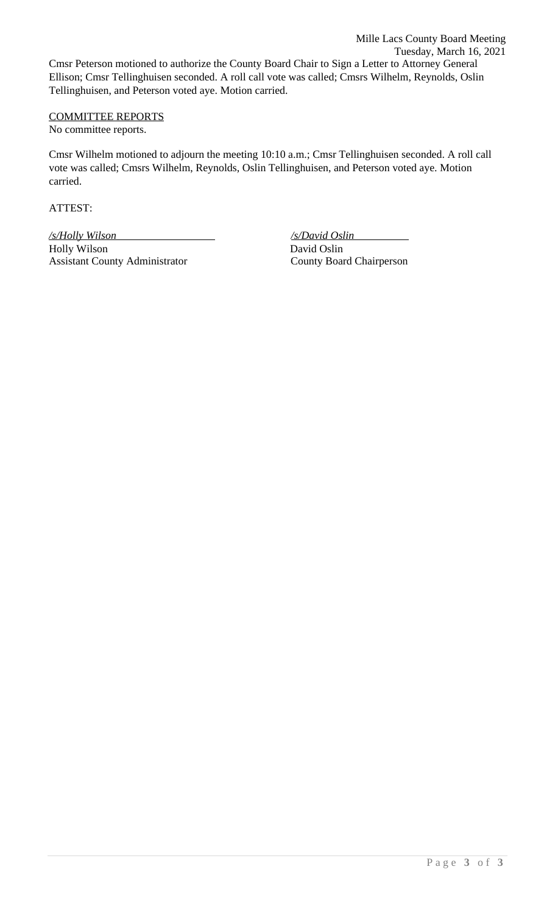Cmsr Peterson motioned to authorize the County Board Chair to Sign a Letter to Attorney General Ellison; Cmsr Tellinghuisen seconded. A roll call vote was called; Cmsrs Wilhelm, Reynolds, Oslin Tellinghuisen, and Peterson voted aye. Motion carried.

COMMITTEE REPORTS

No committee reports.

Cmsr Wilhelm motioned to adjourn the meeting 10:10 a.m.; Cmsr Tellinghuisen seconded. A roll call vote was called; Cmsrs Wilhelm, Reynolds, Oslin Tellinghuisen, and Peterson voted aye. Motion carried.

ATTEST:

*/s/Holly Wilson*
Holly Wilson
Assistant County Administrator

*/s/David Oslin*
David Oslin
County Board Chairperson